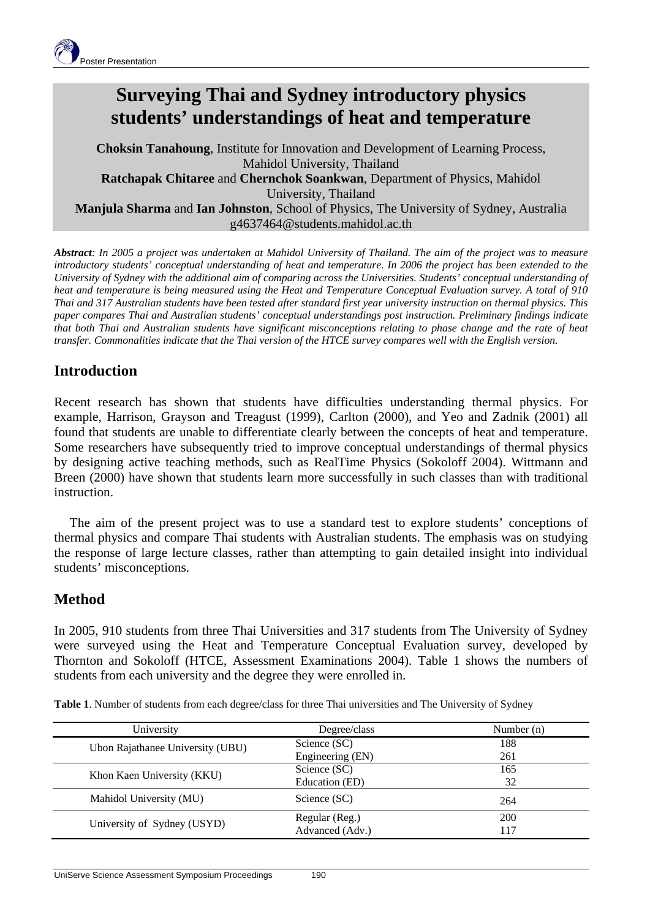# Surveying Thai and Sydney introductory physics students' understandings of heat and temperature

**Choksin Tanahoung**, Institute for Innovation and Development of Learning Process, Mahidol University, Thailand
**Ratchapak Chitaree** and **Chernchok Soankwan**, Department of Physics, Mahidol University, Thailand
**Manjula Sharma** and **Ian Johnston**, School of Physics, The University of Sydney, Australia
g4637464@students.mahidol.ac.th

***Abstract**: In 2005 a project was undertaken at Mahidol University of Thailand. The aim of the project was to measure introductory students' conceptual understanding of heat and temperature. In 2006 the project has been extended to the University of Sydney with the additional aim of comparing across the Universities. Students' conceptual understanding of heat and temperature is being measured using the Heat and Temperature Conceptual Evaluation survey. A total of 910 Thai and 317 Australian students have been tested after standard first year university instruction on thermal physics. This paper compares Thai and Australian students' conceptual understandings post instruction. Preliminary findings indicate that both Thai and Australian students have significant misconceptions relating to phase change and the rate of heat transfer. Commonalities indicate that the Thai version of the HTCE survey compares well with the English version.*

## Introduction

Recent research has shown that students have difficulties understanding thermal physics. For example, Harrison, Grayson and Treagust (1999), Carlton (2000), and Yeo and Zadnik (2001) all found that students are unable to differentiate clearly between the concepts of heat and temperature. Some researchers have subsequently tried to improve conceptual understandings of thermal physics by designing active teaching methods, such as RealTime Physics (Sokoloff 2004). Wittmann and Breen (2000) have shown that students learn more successfully in such classes than with traditional instruction.

The aim of the present project was to use a standard test to explore students' conceptions of thermal physics and compare Thai students with Australian students. The emphasis was on studying the response of large lecture classes, rather than attempting to gain detailed insight into individual students' misconceptions.

## Method

In 2005, 910 students from three Thai Universities and 317 students from The University of Sydney were surveyed using the Heat and Temperature Conceptual Evaluation survey, developed by Thornton and Sokoloff (HTCE, Assessment Examinations 2004). Table 1 shows the numbers of students from each university and the degree they were enrolled in.

**Table 1**. Number of students from each degree/class for three Thai universities and The University of Sydney

| University | Degree/class | Number (n) |
|---|---|---|
| Ubon Rajathanee University (UBU) | Science (SC) | 188 |
| | Engineering (EN) | 261 |
| Khon Kaen University (KKU) | Science (SC) | 165 |
| | Education (ED) | 32 |
| Mahidol University (MU) | Science (SC) | 264 |
| University of Sydney (USYD) | Regular (Reg.) | 200 |
| | Advanced (Adv.) | 117 |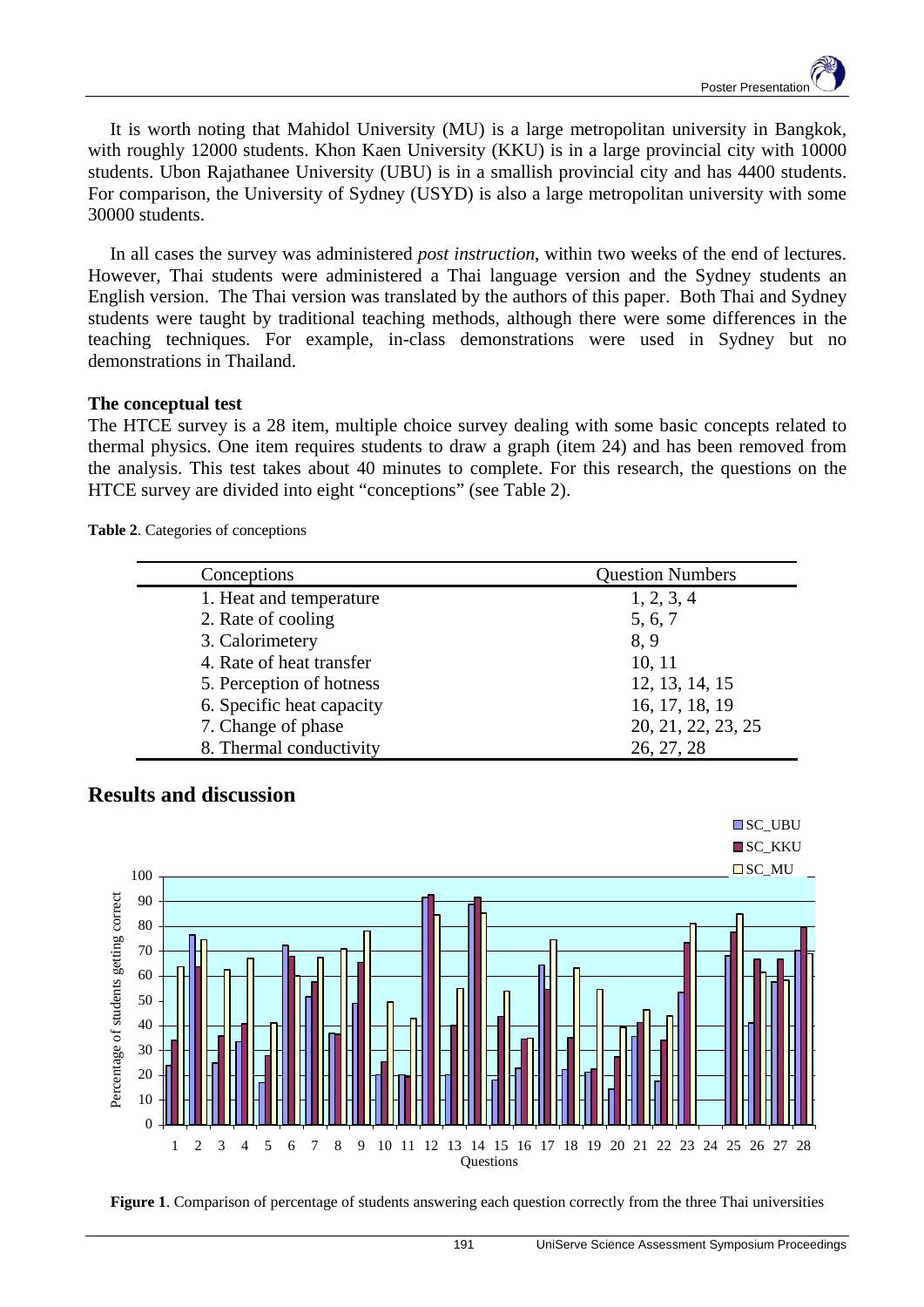It is worth noting that Mahidol University (MU) is a large metropolitan university in Bangkok, with roughly 12000 students. Khon Kaen University (KKU) is in a large provincial city with 10000 students. Ubon Rajathanee University (UBU) is in a smallish provincial city and has 4400 students. For comparison, the University of Sydney (USYD) is also a large metropolitan university with some 30000 students.

In all cases the survey was administered *post instruction*, within two weeks of the end of lectures. However, Thai students were administered a Thai language version and the Sydney students an English version. The Thai version was translated by the authors of this paper. Both Thai and Sydney students were taught by traditional teaching methods, although there were some differences in the teaching techniques. For example, in-class demonstrations were used in Sydney but no demonstrations in Thailand.

**The conceptual test**

The HTCE survey is a 28 item, multiple choice survey dealing with some basic concepts related to thermal physics. One item requires students to draw a graph (item 24) and has been removed from the analysis. This test takes about 40 minutes to complete. For this research, the questions on the HTCE survey are divided into eight "conceptions" (see Table 2).

**Table 2**. Categories of conceptions

| Conceptions | Question Numbers |
|---|---|
| 1. Heat and temperature | 1, 2, 3, 4 |
| 2. Rate of cooling | 5, 6, 7 |
| 3. Calorimetery | 8, 9 |
| 4. Rate of heat transfer | 10, 11 |
| 5. Perception of hotness | 12, 13, 14, 15 |
| 6. Specific heat capacity | 16, 17, 18, 19 |
| 7. Change of phase | 20, 21, 22, 23, 25 |
| 8. Thermal conductivity | 26, 27, 28 |

## Results and discussion

**Figure 1**. Comparison of percentage of students answering each question correctly from the three Thai universities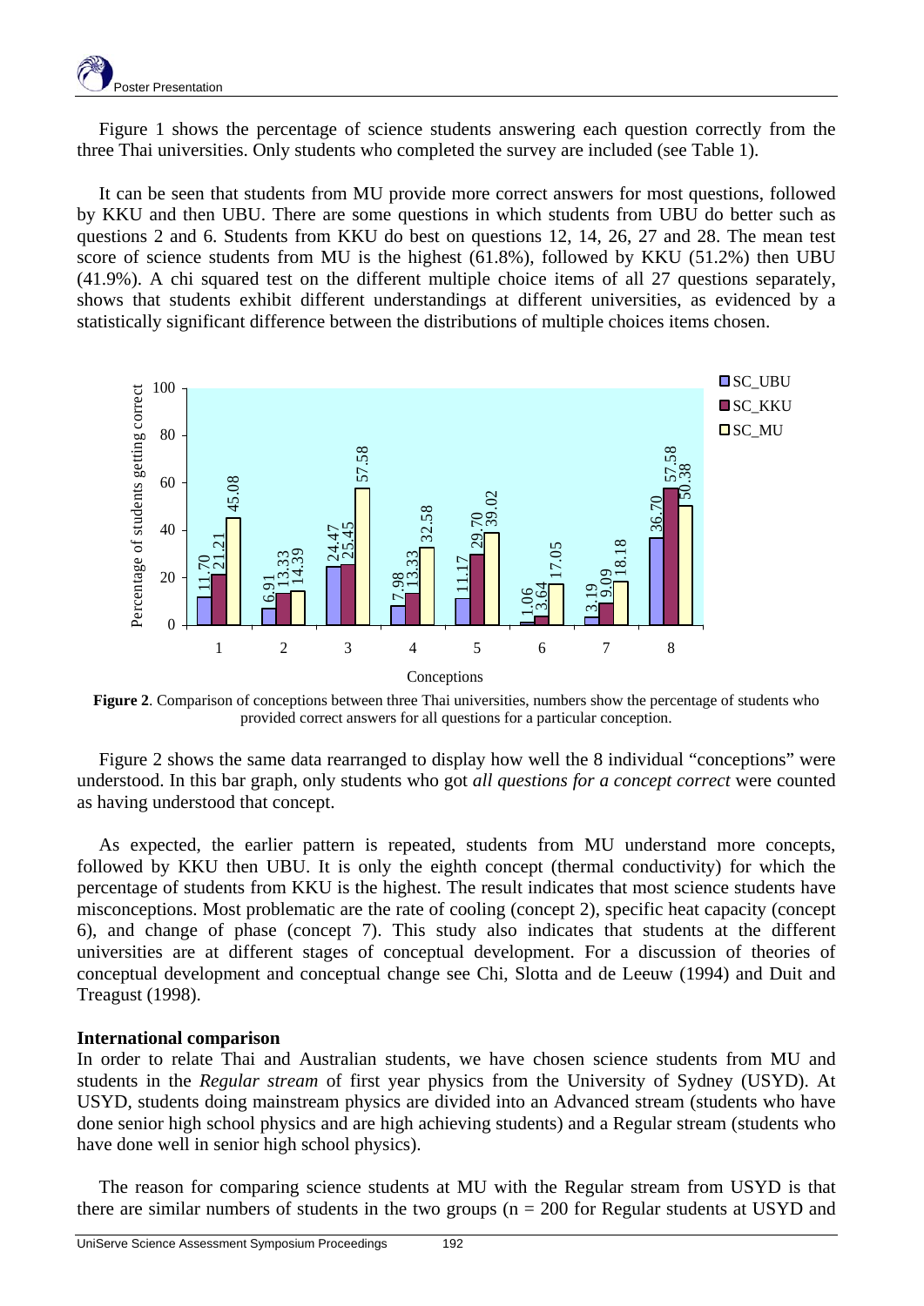Figure 1 shows the percentage of science students answering each question correctly from the three Thai universities. Only students who completed the survey are included (see Table 1).

It can be seen that students from MU provide more correct answers for most questions, followed by KKU and then UBU. There are some questions in which students from UBU do better such as questions 2 and 6. Students from KKU do best on questions 12, 14, 26, 27 and 28. The mean test score of science students from MU is the highest (61.8%), followed by KKU (51.2%) then UBU (41.9%). A chi squared test on the different multiple choice items of all 27 questions separately, shows that students exhibit different understandings at different universities, as evidenced by a statistically significant difference between the distributions of multiple choices items chosen.

| Conceptions | SC_UBU | SC_KKU | SC_MU |
|---|---|---|---|
| 1 | 11.70 | 21.21 | 45.08 |
| 2 | 6.91 | 13.33 | 14.39 |
| 3 | 24.47 | 25.45 | 57.58 |
| 4 | 7.98 | 13.33 | 32.58 |
| 5 | 11.17 | 29.70 | 39.02 |
| 6 | 1.06 | 3.64 | 17.05 |
| 7 | 3.19 | 9.09 | 18.18 |
| 8 | 36.70 | 57.58 | 50.38 |

**Figure 2**. Comparison of conceptions between three Thai universities, numbers show the percentage of students who provided correct answers for all questions for a particular conception.

Figure 2 shows the same data rearranged to display how well the 8 individual "conceptions" were understood. In this bar graph, only students who got *all questions for a concept correct* were counted as having understood that concept.

As expected, the earlier pattern is repeated, students from MU understand more concepts, followed by KKU then UBU. It is only the eighth concept (thermal conductivity) for which the percentage of students from KKU is the highest. The result indicates that most science students have misconceptions. Most problematic are the rate of cooling (concept 2), specific heat capacity (concept 6), and change of phase (concept 7). This study also indicates that students at the different universities are at different stages of conceptual development. For a discussion of theories of conceptual development and conceptual change see Chi, Slotta and de Leeuw (1994) and Duit and Treagust (1998).

**International comparison**

In order to relate Thai and Australian students, we have chosen science students from MU and students in the *Regular stream* of first year physics from the University of Sydney (USYD). At USYD, students doing mainstream physics are divided into an Advanced stream (students who have done senior high school physics and are high achieving students) and a Regular stream (students who have done well in senior high school physics).

The reason for comparing science students at MU with the Regular stream from USYD is that there are similar numbers of students in the two groups (n = 200 for Regular students at USYD and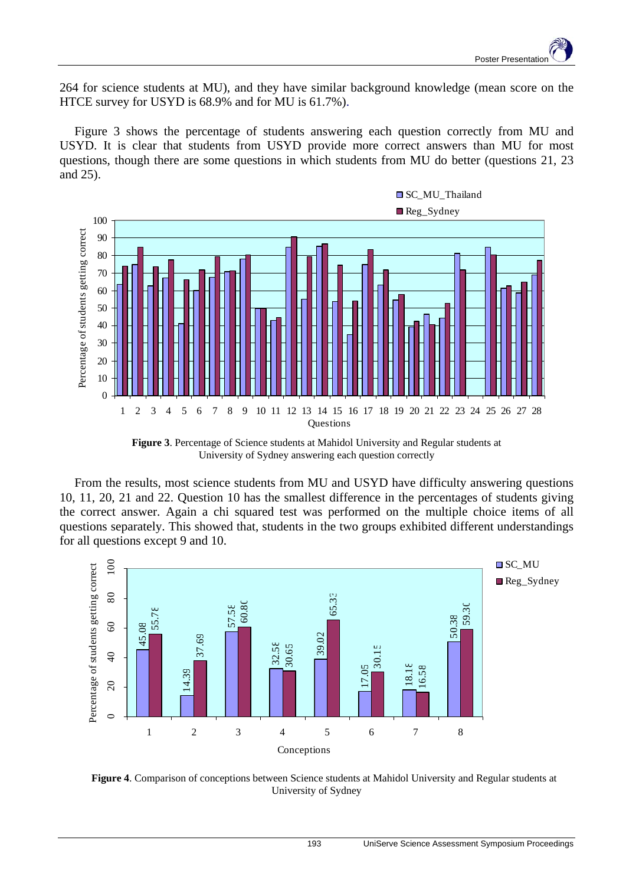264 for science students at MU), and they have similar background knowledge (mean score on the HTCE survey for USYD is 68.9% and for MU is 61.7%).

Figure 3 shows the percentage of students answering each question correctly from MU and USYD. It is clear that students from USYD provide more correct answers than MU for most questions, though there are some questions in which students from MU do better (questions 21, 23 and 25).

**Figure 3**. Percentage of Science students at Mahidol University and Regular students at University of Sydney answering each question correctly

From the results, most science students from MU and USYD have difficulty answering questions 10, 11, 20, 21 and 22. Question 10 has the smallest difference in the percentages of students giving the correct answer. Again a chi squared test was performed on the multiple choice items of all questions separately. This showed that, students in the two groups exhibited different understandings for all questions except 9 and 10.

**Figure 4**. Comparison of conceptions between Science students at Mahidol University and Regular students at University of Sydney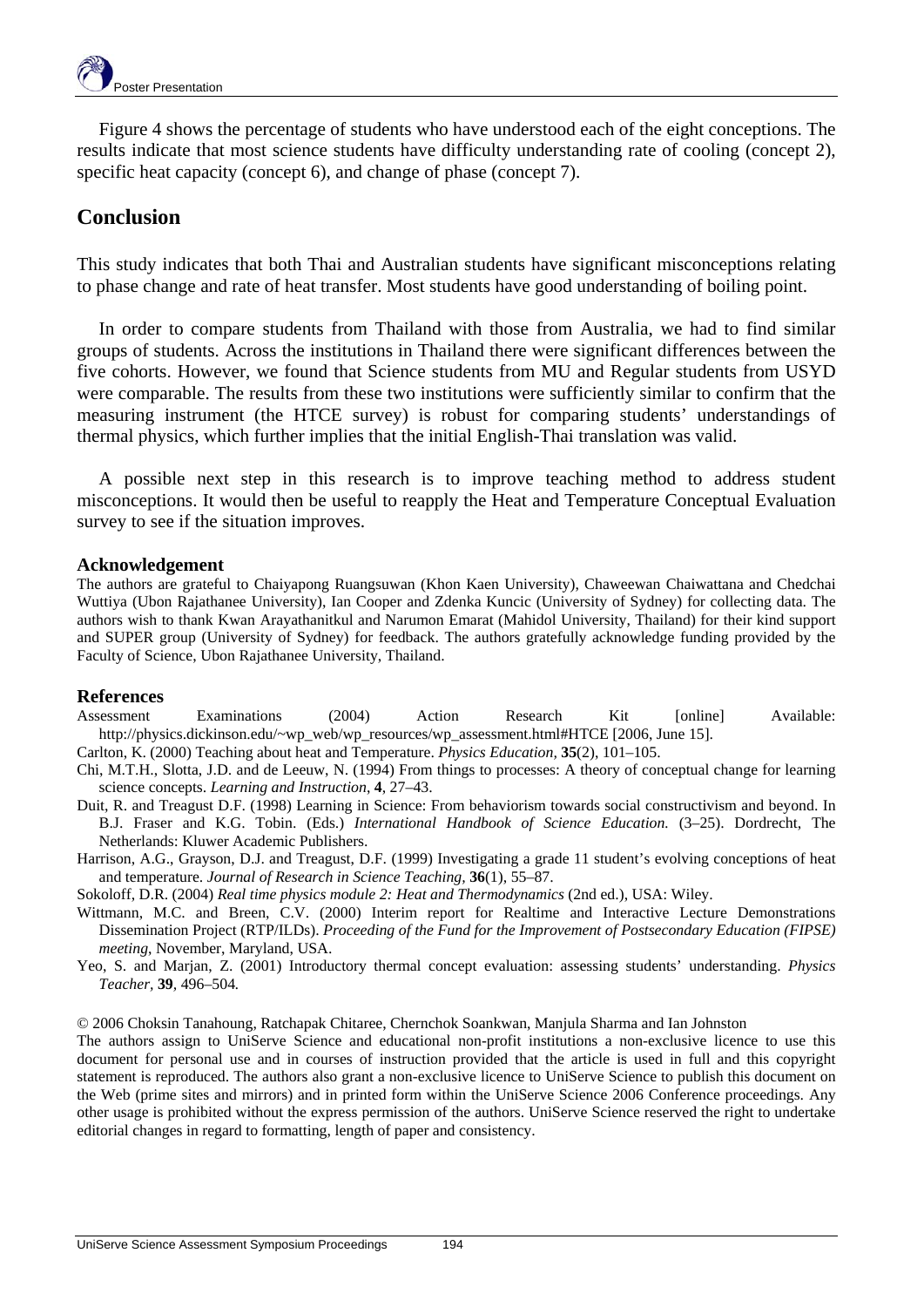Figure 4 shows the percentage of students who have understood each of the eight conceptions. The results indicate that most science students have difficulty understanding rate of cooling (concept 2), specific heat capacity (concept 6), and change of phase (concept 7).

## Conclusion

This study indicates that both Thai and Australian students have significant misconceptions relating to phase change and rate of heat transfer. Most students have good understanding of boiling point.

In order to compare students from Thailand with those from Australia, we had to find similar groups of students. Across the institutions in Thailand there were significant differences between the five cohorts. However, we found that Science students from MU and Regular students from USYD were comparable. The results from these two institutions were sufficiently similar to confirm that the measuring instrument (the HTCE survey) is robust for comparing students' understandings of thermal physics, which further implies that the initial English-Thai translation was valid.

A possible next step in this research is to improve teaching method to address student misconceptions. It would then be useful to reapply the Heat and Temperature Conceptual Evaluation survey to see if the situation improves.

### Acknowledgement

The authors are grateful to Chaiyapong Ruangsuwan (Khon Kaen University), Chaweewan Chaiwattana and Chedchai Wuttiya (Ubon Rajathanee University), Ian Cooper and Zdenka Kuncic (University of Sydney) for collecting data. The authors wish to thank Kwan Arayathanitkul and Narumon Emarat (Mahidol University, Thailand) for their kind support and SUPER group (University of Sydney) for feedback. The authors gratefully acknowledge funding provided by the Faculty of Science, Ubon Rajathanee University, Thailand.

### References

Assessment Examinations (2004) Action Research Kit [online] Available: http://physics.dickinson.edu/~wp_web/wp_resources/wp_assessment.html#HTCE [2006, June 15].

Carlton, K. (2000) Teaching about heat and Temperature. *Physics Education*, **35**(2), 101–105.

Chi, M.T.H., Slotta, J.D. and de Leeuw, N. (1994) From things to processes: A theory of conceptual change for learning science concepts. *Learning and Instruction*, **4**, 27–43.

Duit, R. and Treagust D.F. (1998) Learning in Science: From behaviorism towards social constructivism and beyond. In B.J. Fraser and K.G. Tobin. (Eds.) *International Handbook of Science Education.* (3–25). Dordrecht, The Netherlands: Kluwer Academic Publishers.

Harrison, A.G., Grayson, D.J. and Treagust, D.F. (1999) Investigating a grade 11 student's evolving conceptions of heat and temperature. *Journal of Research in Science Teaching*, **36**(1), 55–87.

Sokoloff, D.R. (2004) *Real time physics module 2: Heat and Thermodynamics* (2nd ed.), USA: Wiley.

Wittmann, M.C. and Breen, C.V. (2000) Interim report for Realtime and Interactive Lecture Demonstrations Dissemination Project (RTP/ILDs). *Proceeding of the Fund for the Improvement of Postsecondary Education (FIPSE) meeting*, November, Maryland, USA.

Yeo, S. and Marjan, Z. (2001) Introductory thermal concept evaluation: assessing students' understanding. *Physics Teacher*, **39**, 496–504*.*

© 2006 Choksin Tanahoung, Ratchapak Chitaree, Chernchok Soankwan, Manjula Sharma and Ian Johnston

The authors assign to UniServe Science and educational non-profit institutions a non-exclusive licence to use this document for personal use and in courses of instruction provided that the article is used in full and this copyright statement is reproduced. The authors also grant a non-exclusive licence to UniServe Science to publish this document on the Web (prime sites and mirrors) and in printed form within the UniServe Science 2006 Conference proceedings. Any other usage is prohibited without the express permission of the authors. UniServe Science reserved the right to undertake editorial changes in regard to formatting, length of paper and consistency.